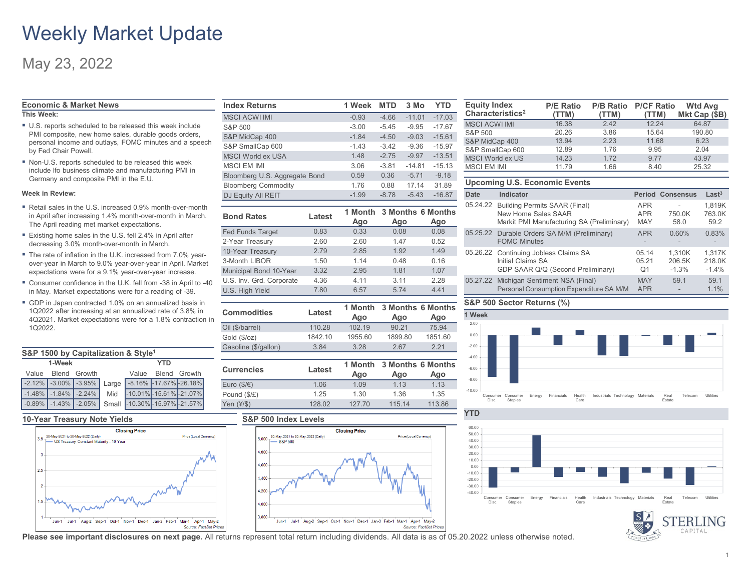# Weekly Market Update

May 23, 2022

## Economic & Market News

**This Week:**

- U.S. reports scheduled to be released this week include PMI composite, new home sales, durable goods orders, personal income and outlays, FOMC minutes and a speech by Fed Chair Powell.
- Non-U.S. reports scheduled to be released this week include Ifo business climate and manufacturing PMI in Germany and composite PMI in the E.U.

**Week in Review:**

- Retail sales in the U.S. increased 0.9% month-over-month in April after increasing 1.4% month-over-month in March. The April reading met market expectations.
- Existing home sales in the U.S. fell 2.4% in April after decreasing 3.0% month-over-month in March.
- The rate of inflation in the U.K. increased from 7.0% year-over-year in March to 9.0% year-over-year in April. Market expectations were for a 9.1% year-over-year increase.
- Consumer confidence in the U.K. fell from -38 in April to -40 in May. Market expectations were for a reading of -39.
- GDP in Japan contracted 1.0% on an annualized basis in 1Q2022 after increasing at an annualized rate of 3.8% in 4Q2021. Market expectations were for a 1.8% contraction in 1Q2022.

## S&P 1500 by Capitalization & Style[1]

| 1-Week | | | | YTD | | |
|---|---|---|---|---|---|---|
| Value | Blend | Growth | | Value | Blend | Growth |
| -2.12% | -3.00% | -3.95% | Large | -8.16% | -17.67% | -26.18% |
| -1.48% | -1.84% | -2.24% | Mid | -10.01% | -15.61% | -21.07% |
| -0.89% | -1.43% | -2.05% | Small | -10.30% | -15.97% | -21.57% |

## Index Returns

| Index Returns | 1 Week | MTD | 3 Mo | YTD |
|---|---|---|---|---|
| MSCI ACWI IMI | -0.93 | -4.66 | -11.01 | -17.03 |
| S&P 500 | -3.00 | -5.45 | -9.95 | -17.67 |
| S&P MidCap 400 | -1.84 | -4.50 | -9.03 | -15.61 |
| S&P SmallCap 600 | -1.43 | -3.42 | -9.36 | -15.97 |
| MSCI World ex USA | 1.48 | -2.75 | -9.97 | -13.51 |
| MSCI EM IMI | 3.06 | -3.81 | -14.81 | -15.13 |
| Bloomberg U.S. Aggregate Bond | 0.59 | 0.36 | -5.71 | -9.18 |
| Bloomberg Commodity | 1.76 | 0.88 | 17.14 | 31.89 |
| DJ Equity All REIT | -1.99 | -8.78 | -5.43 | -16.87 |

| Bond Rates | Latest | 1 Month Ago | 3 Months Ago | 6 Months Ago |
|---|---|---|---|---|
| Fed Funds Target | 0.83 | 0.33 | 0.08 | 0.08 |
| 2-Year Treasury | 2.60 | 2.60 | 1.47 | 0.52 |
| 10-Year Treasury | 2.79 | 2.85 | 1.92 | 1.49 |
| 3-Month LIBOR | 1.50 | 1.14 | 0.48 | 0.16 |
| Municipal Bond 10-Year | 3.32 | 2.95 | 1.81 | 1.07 |
| U.S. Inv. Grd. Corporate | 4.36 | 4.11 | 3.11 | 2.28 |
| U.S. High Yield | 7.80 | 6.57 | 5.74 | 4.41 |

| Commodities | Latest | 1 Month Ago | 3 Months Ago | 6 Months Ago |
|---|---|---|---|---|
| Oil ($/barrel) | 110.28 | 102.19 | 90.21 | 75.94 |
| Gold ($/oz) | 1842.10 | 1955.60 | 1899.80 | 1851.60 |
| Gasoline ($/gallon) | 3.84 | 3.28 | 2.67 | 2.21 |

| Currencies | Latest | 1 Month Ago | 3 Months Ago | 6 Months Ago |
|---|---|---|---|---|
| Euro ($/€) | 1.06 | 1.09 | 1.13 | 1.13 |
| Pound ($/£) | 1.25 | 1.30 | 1.36 | 1.35 |
| Yen (¥/$) | 128.02 | 127.70 | 115.14 | 113.86 |

## Equity Index Characteristics[2]

| Equity Index Characteristics[2] | P/E Ratio (TTM) | P/B Ratio (TTM) | P/CF Ratio (TTM) | Wtd Avg Mkt Cap ($B) |
|---|---|---|---|---|
| MSCI ACWI IMI | 16.38 | 2.42 | 12.24 | 64.87 |
| S&P 500 | 20.26 | 3.86 | 15.64 | 190.80 |
| S&P MidCap 400 | 13.94 | 2.23 | 11.68 | 6.23 |
| S&P SmallCap 600 | 12.89 | 1.76 | 9.95 | 2.04 |
| MSCI World ex US | 14.23 | 1.72 | 9.77 | 43.97 |
| MSCI EM IMI | 11.79 | 1.66 | 8.40 | 25.32 |

## Upcoming U.S. Economic Events

| Date | Indicator | Period | Consensus | Last[3] |
|---|---|---|---|---|
| 05.24.22 | Building Permits SAAR (Final) | APR | - | 1,819K |
| | New Home Sales SAAR | APR | 750.0K | 763.0K |
| | Markit PMI Manufacturing SA (Preliminary) | MAY | 58.0 | 59.2 |
| 05.25.22 | Durable Orders SA M/M (Preliminary) | APR | 0.60% | 0.83% |
| | FOMC Minutes | - | - | - |
| 05.26.22 | Continuing Jobless Claims SA | 05.14 | 1,310K | 1,317K |
| | Initial Claims SA | 05.21 | 206.5K | 218.0K |
| | GDP SAAR Q/Q (Second Preliminary) | Q1 | -1.3% | -1.4% |
| 05.27.22 | Michigan Sentiment NSA (Final) | MAY | 59.1 | 59.1 |
| | Personal Consumption Expenditure SA M/M | APR | - | 1.1% |

## S&P 500 Sector Returns (%)

**1 Week**

**YTD**

## 10-Year Treasury Note Yields

## S&P 500 Index Levels

**Please see important disclosures on next page.** All returns represent total return including dividends. All data is as of 05.20.2022 unless otherwise noted.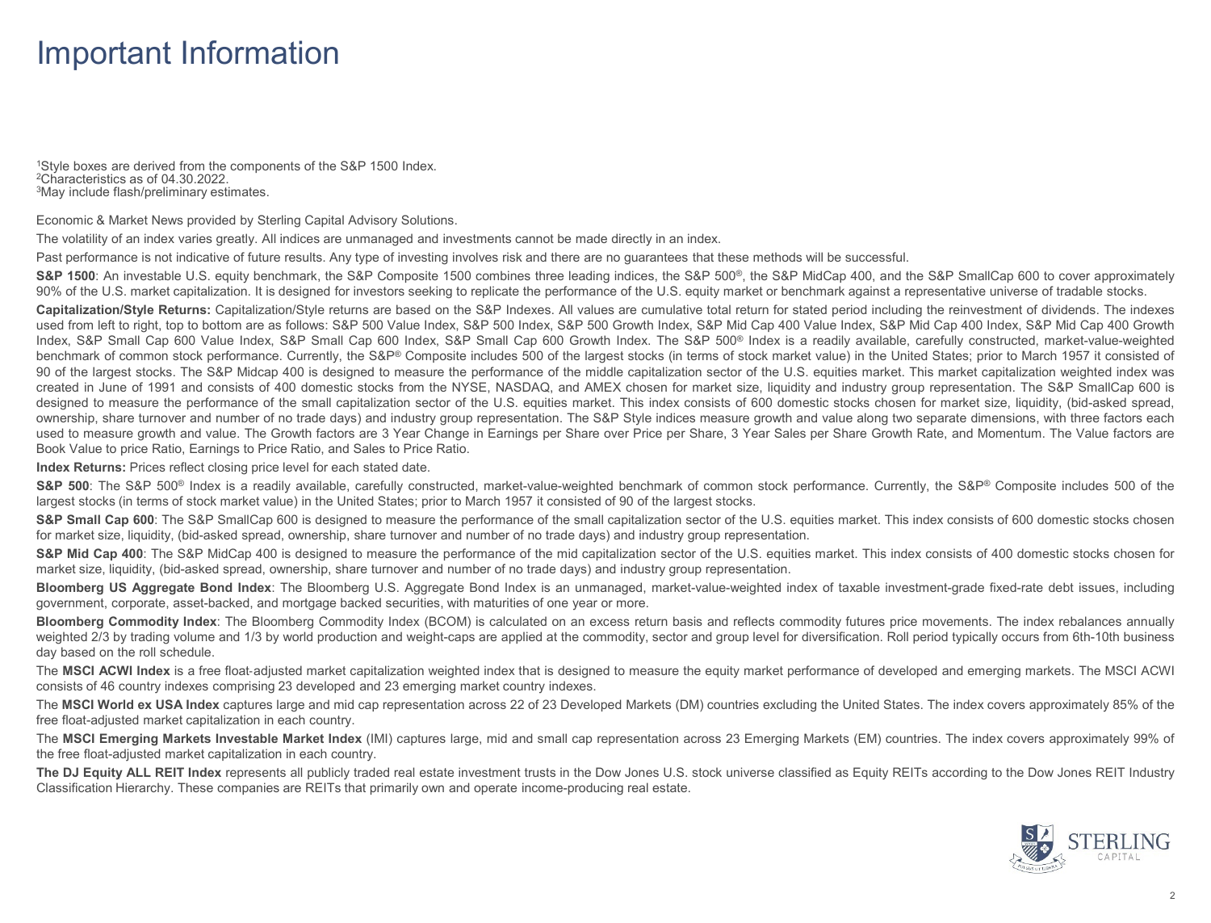# Important Information

[1]Style boxes are derived from the components of the S&P 1500 Index.
[2]Characteristics as of 04.30.2022.
[3]May include flash/preliminary estimates.

Economic & Market News provided by Sterling Capital Advisory Solutions.

The volatility of an index varies greatly. All indices are unmanaged and investments cannot be made directly in an index.

Past performance is not indicative of future results. Any type of investing involves risk and there are no guarantees that these methods will be successful.

**S&P 1500**: An investable U.S. equity benchmark, the S&P Composite 1500 combines three leading indices, the S&P 500®, the S&P MidCap 400, and the S&P SmallCap 600 to cover approximately 90% of the U.S. market capitalization. It is designed for investors seeking to replicate the performance of the U.S. equity market or benchmark against a representative universe of tradable stocks.

**Capitalization/Style Returns:** Capitalization/Style returns are based on the S&P Indexes. All values are cumulative total return for stated period including the reinvestment of dividends. The indexes used from left to right, top to bottom are as follows: S&P 500 Value Index, S&P 500 Index, S&P 500 Growth Index, S&P Mid Cap 400 Value Index, S&P Mid Cap 400 Index, S&P Mid Cap 400 Growth Index, S&P Small Cap 600 Value Index, S&P Small Cap 600 Index, S&P Small Cap 600 Growth Index. The S&P 500® Index is a readily available, carefully constructed, market-value-weighted benchmark of common stock performance. Currently, the S&P® Composite includes 500 of the largest stocks (in terms of stock market value) in the United States; prior to March 1957 it consisted of 90 of the largest stocks. The S&P Midcap 400 is designed to measure the performance of the middle capitalization sector of the U.S. equities market. This market capitalization weighted index was created in June of 1991 and consists of 400 domestic stocks from the NYSE, NASDAQ, and AMEX chosen for market size, liquidity and industry group representation. The S&P SmallCap 600 is designed to measure the performance of the small capitalization sector of the U.S. equities market. This index consists of 600 domestic stocks chosen for market size, liquidity, (bid-asked spread, ownership, share turnover and number of no trade days) and industry group representation. The S&P Style indices measure growth and value along two separate dimensions, with three factors each used to measure growth and value. The Growth factors are 3 Year Change in Earnings per Share over Price per Share, 3 Year Sales per Share Growth Rate, and Momentum. The Value factors are Book Value to price Ratio, Earnings to Price Ratio, and Sales to Price Ratio.

**Index Returns:** Prices reflect closing price level for each stated date.

**S&P 500**: The S&P 500® Index is a readily available, carefully constructed, market-value-weighted benchmark of common stock performance. Currently, the S&P® Composite includes 500 of the largest stocks (in terms of stock market value) in the United States; prior to March 1957 it consisted of 90 of the largest stocks.

**S&P Small Cap 600**: The S&P SmallCap 600 is designed to measure the performance of the small capitalization sector of the U.S. equities market. This index consists of 600 domestic stocks chosen for market size, liquidity, (bid-asked spread, ownership, share turnover and number of no trade days) and industry group representation.

**S&P Mid Cap 400**: The S&P MidCap 400 is designed to measure the performance of the mid capitalization sector of the U.S. equities market. This index consists of 400 domestic stocks chosen for market size, liquidity, (bid-asked spread, ownership, share turnover and number of no trade days) and industry group representation.

**Bloomberg US Aggregate Bond Index**: The Bloomberg U.S. Aggregate Bond Index is an unmanaged, market-value-weighted index of taxable investment-grade fixed-rate debt issues, including government, corporate, asset-backed, and mortgage backed securities, with maturities of one year or more.

**Bloomberg Commodity Index**: The Bloomberg Commodity Index (BCOM) is calculated on an excess return basis and reflects commodity futures price movements. The index rebalances annually weighted 2/3 by trading volume and 1/3 by world production and weight-caps are applied at the commodity, sector and group level for diversification. Roll period typically occurs from 6th-10th business day based on the roll schedule.

The **MSCI ACWI Index** is a free float-adjusted market capitalization weighted index that is designed to measure the equity market performance of developed and emerging markets. The MSCI ACWI consists of 46 country indexes comprising 23 developed and 23 emerging market country indexes.

The **MSCI World ex USA Index** captures large and mid cap representation across 22 of 23 Developed Markets (DM) countries excluding the United States. The index covers approximately 85% of the free float-adjusted market capitalization in each country.

The **MSCI Emerging Markets Investable Market Index** (IMI) captures large, mid and small cap representation across 23 Emerging Markets (EM) countries. The index covers approximately 99% of the free float-adjusted market capitalization in each country.

**The DJ Equity ALL REIT Index** represents all publicly traded real estate investment trusts in the Dow Jones U.S. stock universe classified as Equity REITs according to the Dow Jones REIT Industry Classification Hierarchy. These companies are REITs that primarily own and operate income-producing real estate.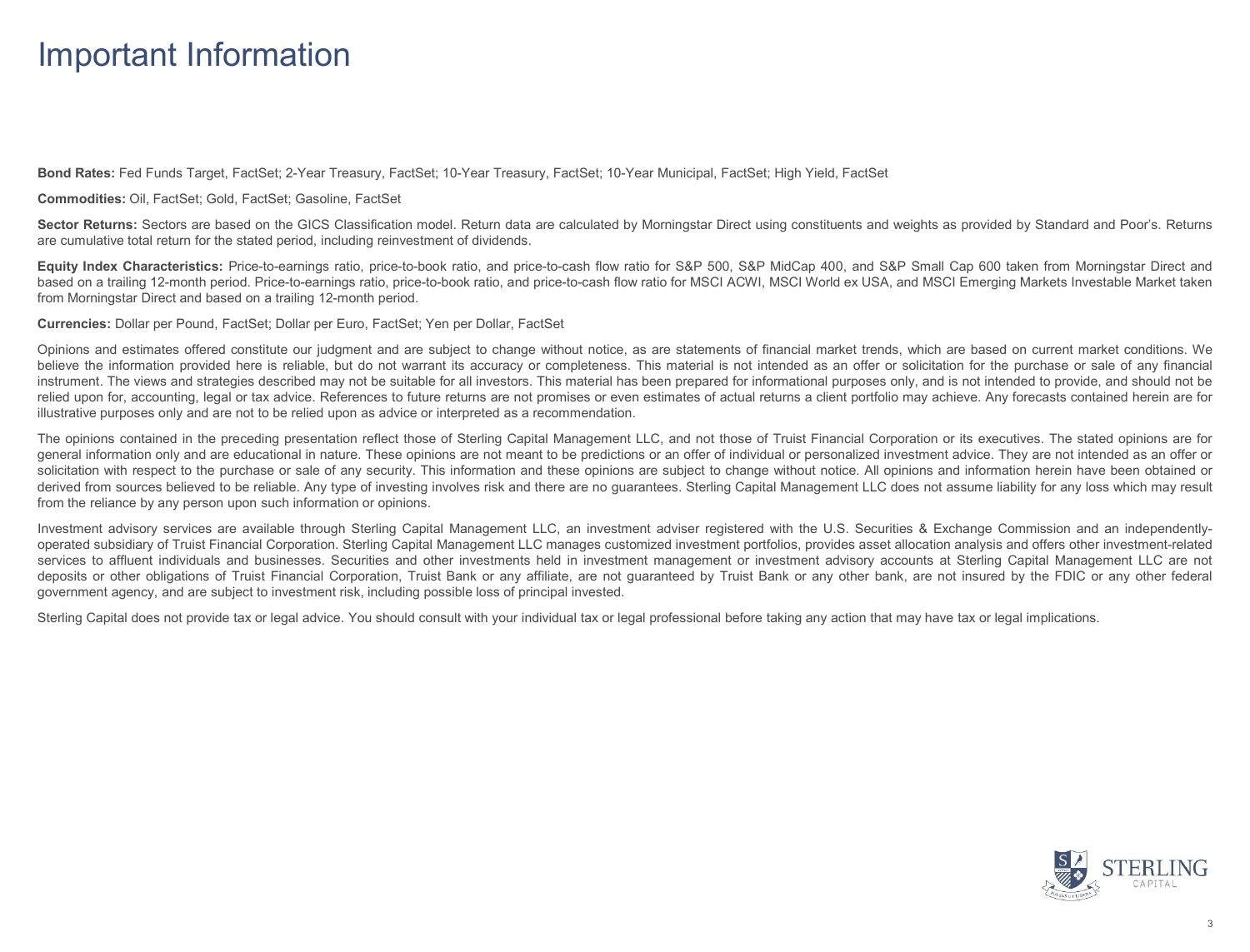# Important Information

**Bond Rates:** Fed Funds Target, FactSet; 2-Year Treasury, FactSet; 10-Year Treasury, FactSet; 10-Year Municipal, FactSet; High Yield, FactSet

**Commodities:** Oil, FactSet; Gold, FactSet; Gasoline, FactSet

**Sector Returns:** Sectors are based on the GICS Classification model. Return data are calculated by Morningstar Direct using constituents and weights as provided by Standard and Poor's. Returns are cumulative total return for the stated period, including reinvestment of dividends.

**Equity Index Characteristics:** Price-to-earnings ratio, price-to-book ratio, and price-to-cash flow ratio for S&P 500, S&P MidCap 400, and S&P Small Cap 600 taken from Morningstar Direct and based on a trailing 12-month period. Price-to-earnings ratio, price-to-book ratio, and price-to-cash flow ratio for MSCI ACWI, MSCI World ex USA, and MSCI Emerging Markets Investable Market taken from Morningstar Direct and based on a trailing 12-month period.

**Currencies:** Dollar per Pound, FactSet; Dollar per Euro, FactSet; Yen per Dollar, FactSet

Opinions and estimates offered constitute our judgment and are subject to change without notice, as are statements of financial market trends, which are based on current market conditions. We believe the information provided here is reliable, but do not warrant its accuracy or completeness. This material is not intended as an offer or solicitation for the purchase or sale of any financial instrument. The views and strategies described may not be suitable for all investors. This material has been prepared for informational purposes only, and is not intended to provide, and should not be relied upon for, accounting, legal or tax advice. References to future returns are not promises or even estimates of actual returns a client portfolio may achieve. Any forecasts contained herein are for illustrative purposes only and are not to be relied upon as advice or interpreted as a recommendation.

The opinions contained in the preceding presentation reflect those of Sterling Capital Management LLC, and not those of Truist Financial Corporation or its executives. The stated opinions are for general information only and are educational in nature. These opinions are not meant to be predictions or an offer of individual or personalized investment advice. They are not intended as an offer or solicitation with respect to the purchase or sale of any security. This information and these opinions are subject to change without notice. All opinions and information herein have been obtained or derived from sources believed to be reliable. Any type of investing involves risk and there are no guarantees. Sterling Capital Management LLC does not assume liability for any loss which may result from the reliance by any person upon such information or opinions.

Investment advisory services are available through Sterling Capital Management LLC, an investment adviser registered with the U.S. Securities & Exchange Commission and an independently-operated subsidiary of Truist Financial Corporation. Sterling Capital Management LLC manages customized investment portfolios, provides asset allocation analysis and offers other investment-related services to affluent individuals and businesses. Securities and other investments held in investment management or investment advisory accounts at Sterling Capital Management LLC are not deposits or other obligations of Truist Financial Corporation, Truist Bank or any affiliate, are not guaranteed by Truist Bank or any other bank, are not insured by the FDIC or any other federal government agency, and are subject to investment risk, including possible loss of principal invested.

Sterling Capital does not provide tax or legal advice. You should consult with your individual tax or legal professional before taking any action that may have tax or legal implications.

STERLING CAPITAL